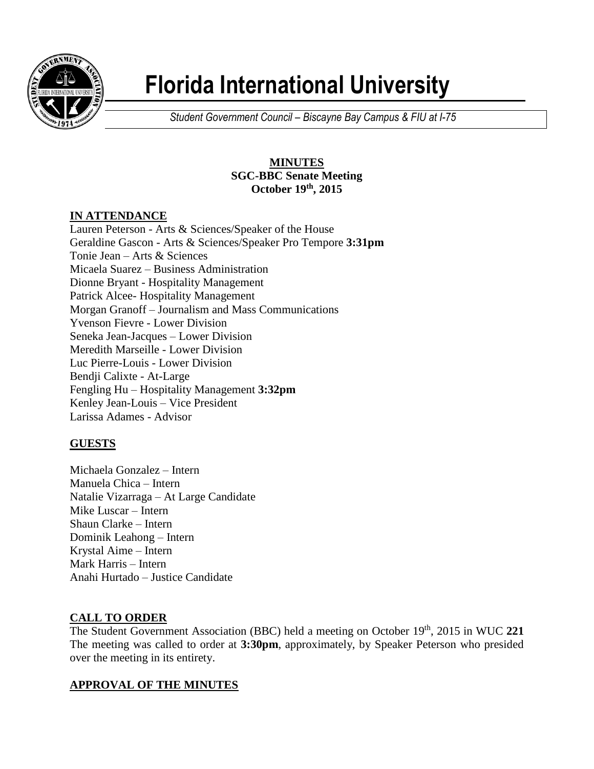# Florida International University

*Student Government Council – Biscayne Bay Campus & FIU at I-75*

**MINUTES**
**SGC-BBC Senate Meeting**
**October 19th, 2015**

## IN ATTENDANCE

Lauren Peterson - Arts & Sciences/Speaker of the House
Geraldine Gascon - Arts & Sciences/Speaker Pro Tempore **3:31pm**
Tonie Jean – Arts & Sciences
Micaela Suarez – Business Administration
Dionne Bryant - Hospitality Management
Patrick Alcee- Hospitality Management
Morgan Granoff – Journalism and Mass Communications
Yvenson Fievre - Lower Division
Seneka Jean-Jacques – Lower Division
Meredith Marseille - Lower Division
Luc Pierre-Louis - Lower Division
Bendji Calixte - At-Large
Fengling Hu – Hospitality Management **3:32pm**
Kenley Jean-Louis – Vice President
Larissa Adames - Advisor

## GUESTS

Michaela Gonzalez – Intern
Manuela Chica – Intern
Natalie Vizarraga – At Large Candidate
Mike Luscar – Intern
Shaun Clarke – Intern
Dominik Leahong – Intern
Krystal Aime – Intern
Mark Harris – Intern
Anahi Hurtado – Justice Candidate

## CALL TO ORDER

The Student Government Association (BBC) held a meeting on October 19th, 2015 in WUC **221** The meeting was called to order at **3:30pm**, approximately, by Speaker Peterson who presided over the meeting in its entirety.

## APPROVAL OF THE MINUTES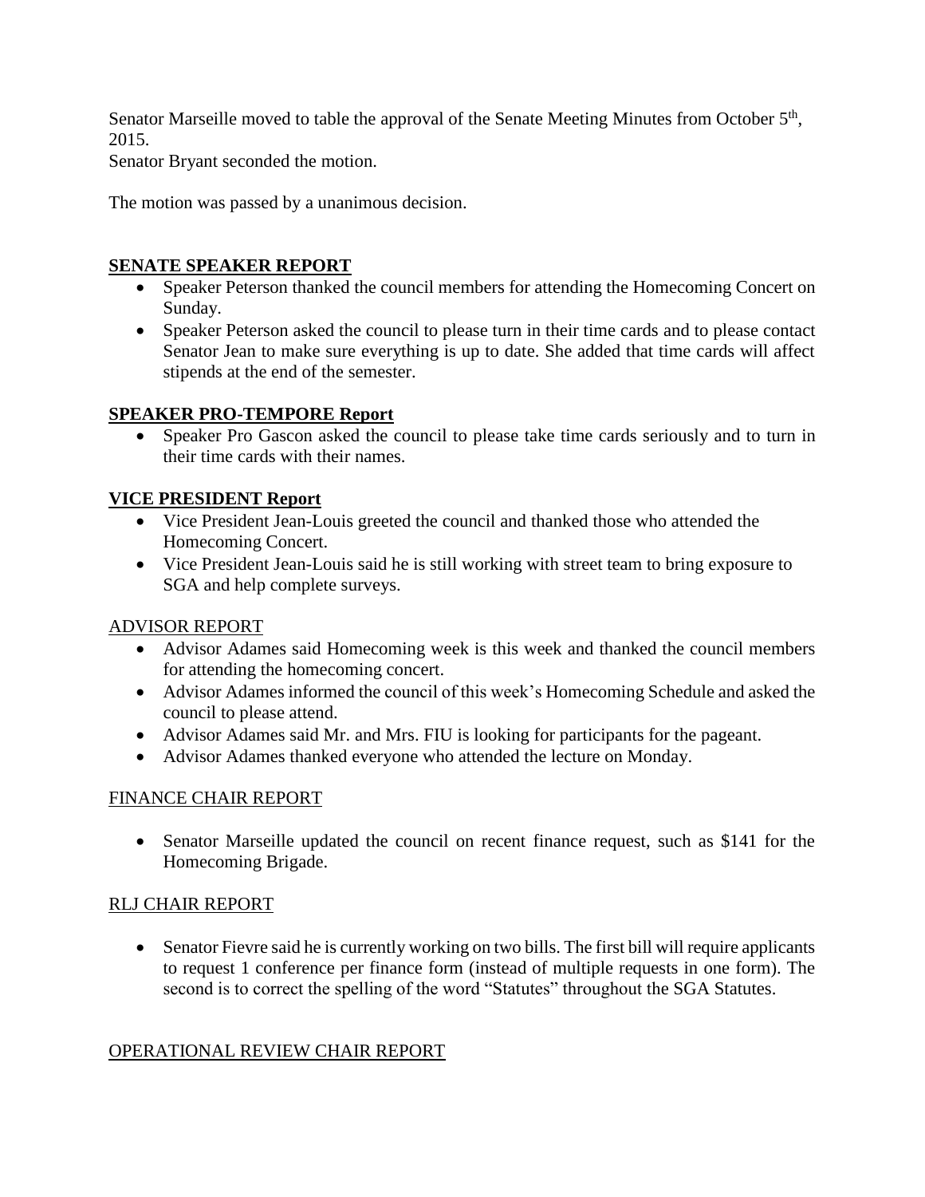Senator Marseille moved to table the approval of the Senate Meeting Minutes from October 5th, 2015.
Senator Bryant seconded the motion.

The motion was passed by a unanimous decision.

## SENATE SPEAKER REPORT

- Speaker Peterson thanked the council members for attending the Homecoming Concert on Sunday.
- Speaker Peterson asked the council to please turn in their time cards and to please contact Senator Jean to make sure everything is up to date. She added that time cards will affect stipends at the end of the semester.

## SPEAKER PRO-TEMPORE Report

- Speaker Pro Gascon asked the council to please take time cards seriously and to turn in their time cards with their names.

## VICE PRESIDENT Report

- Vice President Jean-Louis greeted the council and thanked those who attended the Homecoming Concert.
- Vice President Jean-Louis said he is still working with street team to bring exposure to SGA and help complete surveys.

## ADVISOR REPORT

- Advisor Adames said Homecoming week is this week and thanked the council members for attending the homecoming concert.
- Advisor Adames informed the council of this week's Homecoming Schedule and asked the council to please attend.
- Advisor Adames said Mr. and Mrs. FIU is looking for participants for the pageant.
- Advisor Adames thanked everyone who attended the lecture on Monday.

## FINANCE CHAIR REPORT

- Senator Marseille updated the council on recent finance request, such as $141 for the Homecoming Brigade.

## RLJ CHAIR REPORT

- Senator Fievre said he is currently working on two bills. The first bill will require applicants to request 1 conference per finance form (instead of multiple requests in one form). The second is to correct the spelling of the word "Statutes" throughout the SGA Statutes.

## OPERATIONAL REVIEW CHAIR REPORT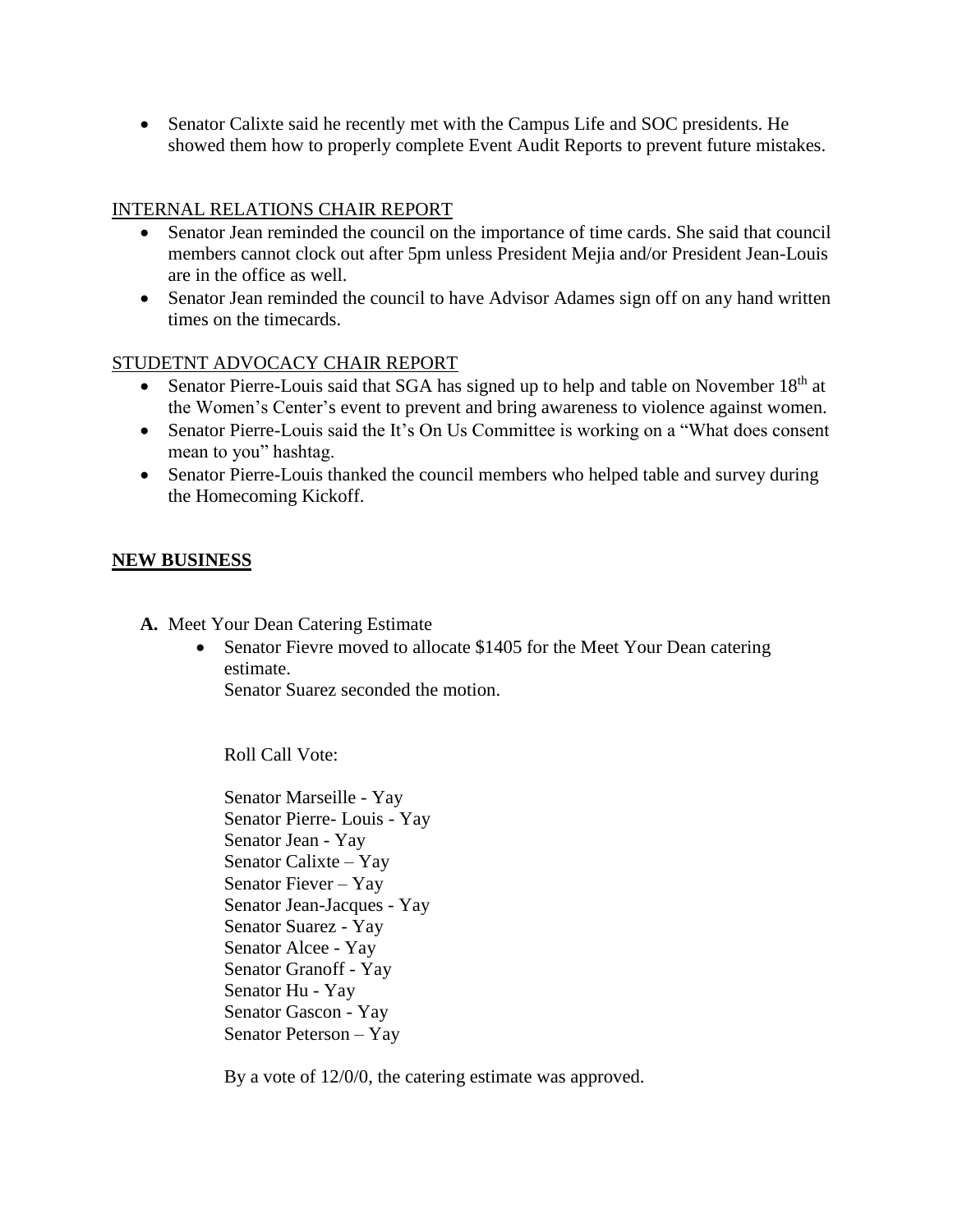- Senator Calixte said he recently met with the Campus Life and SOC presidents. He showed them how to properly complete Event Audit Reports to prevent future mistakes.

INTERNAL RELATIONS CHAIR REPORT

- Senator Jean reminded the council on the importance of time cards. She said that council members cannot clock out after 5pm unless President Mejia and/or President Jean-Louis are in the office as well.
- Senator Jean reminded the council to have Advisor Adames sign off on any hand written times on the timecards.

STUDETNT ADVOCACY CHAIR REPORT

- Senator Pierre-Louis said that SGA has signed up to help and table on November 18th at the Women's Center's event to prevent and bring awareness to violence against women.
- Senator Pierre-Louis said the It's On Us Committee is working on a "What does consent mean to you" hashtag.
- Senator Pierre-Louis thanked the council members who helped table and survey during the Homecoming Kickoff.

**NEW BUSINESS**

**A.** Meet Your Dean Catering Estimate

- Senator Fievre moved to allocate $1405 for the Meet Your Dean catering estimate.
  Senator Suarez seconded the motion.

  Roll Call Vote:

  Senator Marseille - Yay
  Senator Pierre- Louis - Yay
  Senator Jean - Yay
  Senator Calixte – Yay
  Senator Fiever – Yay
  Senator Jean-Jacques - Yay
  Senator Suarez - Yay
  Senator Alcee - Yay
  Senator Granoff - Yay
  Senator Hu - Yay
  Senator Gascon - Yay
  Senator Peterson – Yay

  By a vote of 12/0/0, the catering estimate was approved.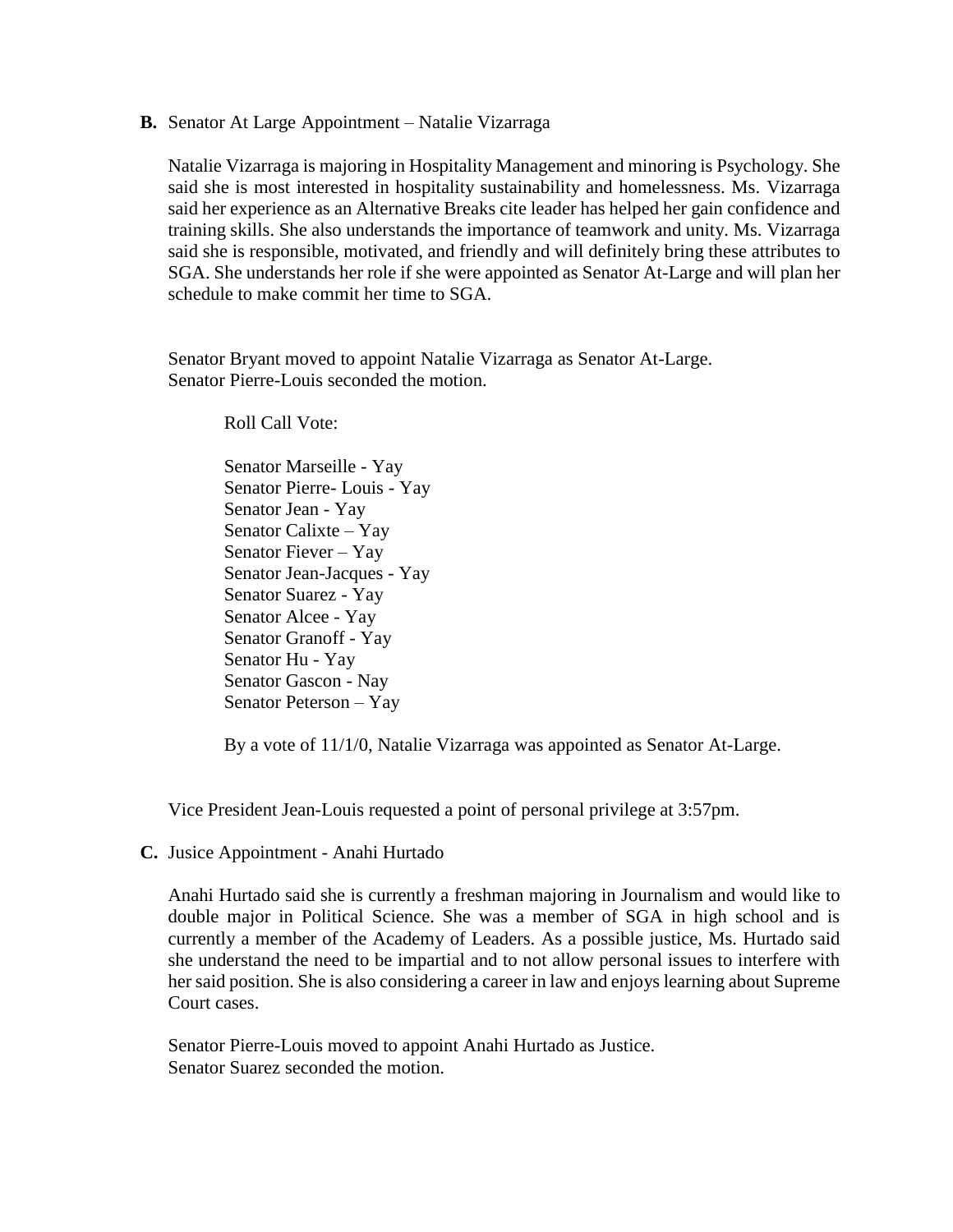**B.** Senator At Large Appointment – Natalie Vizarraga

Natalie Vizarraga is majoring in Hospitality Management and minoring is Psychology. She said she is most interested in hospitality sustainability and homelessness. Ms. Vizarraga said her experience as an Alternative Breaks cite leader has helped her gain confidence and training skills. She also understands the importance of teamwork and unity. Ms. Vizarraga said she is responsible, motivated, and friendly and will definitely bring these attributes to SGA. She understands her role if she were appointed as Senator At-Large and will plan her schedule to make commit her time to SGA.

Senator Bryant moved to appoint Natalie Vizarraga as Senator At-Large.
Senator Pierre-Louis seconded the motion.

Roll Call Vote:

Senator Marseille - Yay
Senator Pierre- Louis - Yay
Senator Jean - Yay
Senator Calixte – Yay
Senator Fiever – Yay
Senator Jean-Jacques - Yay
Senator Suarez - Yay
Senator Alcee - Yay
Senator Granoff - Yay
Senator Hu - Yay
Senator Gascon - Nay
Senator Peterson – Yay

By a vote of 11/1/0, Natalie Vizarraga was appointed as Senator At-Large.

Vice President Jean-Louis requested a point of personal privilege at 3:57pm.

**C.** Jusice Appointment - Anahi Hurtado

Anahi Hurtado said she is currently a freshman majoring in Journalism and would like to double major in Political Science. She was a member of SGA in high school and is currently a member of the Academy of Leaders. As a possible justice, Ms. Hurtado said she understand the need to be impartial and to not allow personal issues to interfere with her said position. She is also considering a career in law and enjoys learning about Supreme Court cases.

Senator Pierre-Louis moved to appoint Anahi Hurtado as Justice.
Senator Suarez seconded the motion.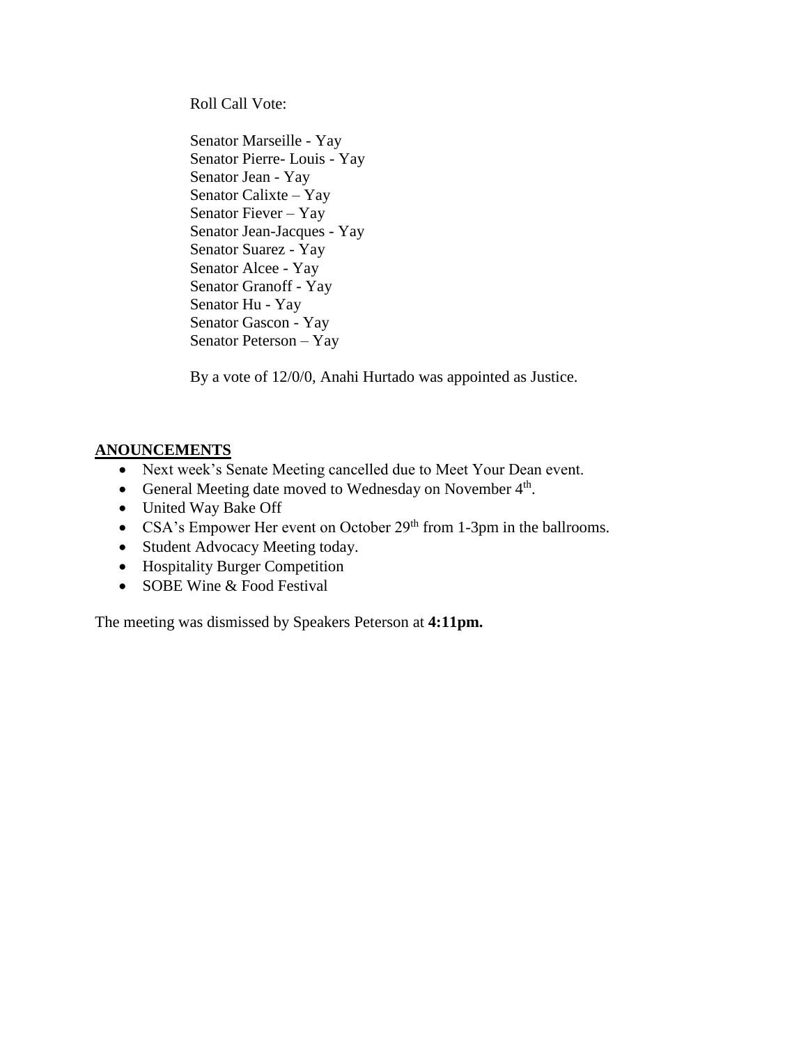Roll Call Vote:

Senator Marseille - Yay
Senator Pierre- Louis - Yay
Senator Jean - Yay
Senator Calixte – Yay
Senator Fiever – Yay
Senator Jean-Jacques - Yay
Senator Suarez - Yay
Senator Alcee - Yay
Senator Granoff - Yay
Senator Hu - Yay
Senator Gascon - Yay
Senator Peterson – Yay

By a vote of 12/0/0, Anahi Hurtado was appointed as Justice.

**ANOUNCEMENTS**

- Next week's Senate Meeting cancelled due to Meet Your Dean event.
- General Meeting date moved to Wednesday on November 4th.
- United Way Bake Off
- CSA's Empower Her event on October 29th from 1-3pm in the ballrooms.
- Student Advocacy Meeting today.
- Hospitality Burger Competition
- SOBE Wine & Food Festival

The meeting was dismissed by Speakers Peterson at **4:11pm.**